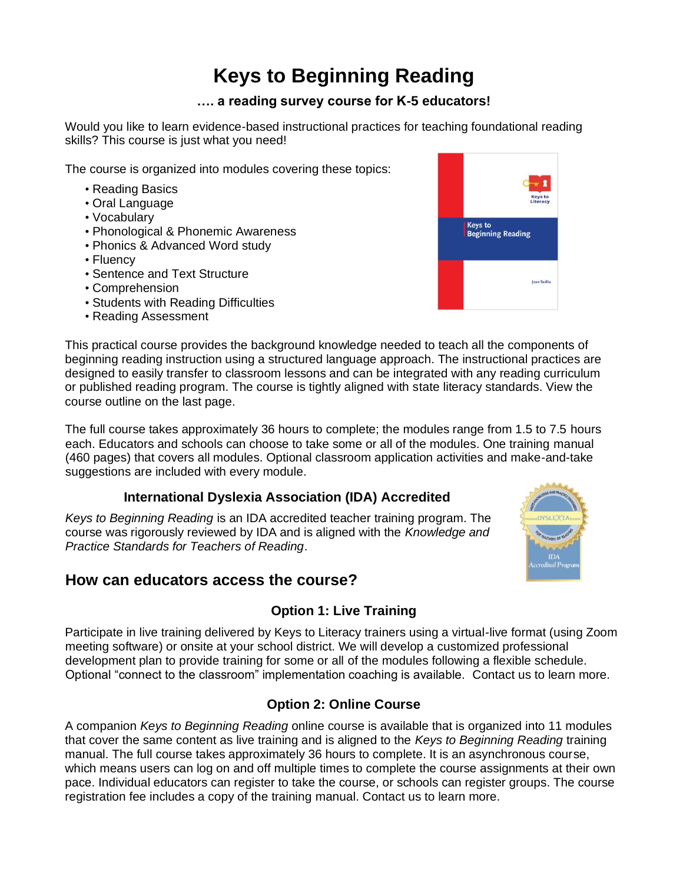# Keys to Beginning Reading

### …. a reading survey course for K-5 educators!

Would you like to learn evidence-based instructional practices for teaching foundational reading skills? This course is just what you need!

The course is organized into modules covering these topics:

- Reading Basics
- Oral Language
- Vocabulary
- Phonological & Phonemic Awareness
- Phonics & Advanced Word study
- Fluency
- Sentence and Text Structure
- Comprehension
- Students with Reading Difficulties
- Reading Assessment

This practical course provides the background knowledge needed to teach all the components of beginning reading instruction using a structured language approach. The instructional practices are designed to easily transfer to classroom lessons and can be integrated with any reading curriculum or published reading program. The course is tightly aligned with state literacy standards. View the course outline on the last page.

The full course takes approximately 36 hours to complete; the modules range from 1.5 to 7.5 hours each. Educators and schools can choose to take some or all of the modules. One training manual (460 pages) that covers all modules. Optional classroom application activities and make-and-take suggestions are included with every module.

### International Dyslexia Association (IDA) Accredited

*Keys to Beginning Reading* is an IDA accredited teacher training program. The course was rigorously reviewed by IDA and is aligned with the *Knowledge and Practice Standards for Teachers of Reading*.

## How can educators access the course?

### Option 1: Live Training

Participate in live training delivered by Keys to Literacy trainers using a virtual-live format (using Zoom meeting software) or onsite at your school district. We will develop a customized professional development plan to provide training for some or all of the modules following a flexible schedule. Optional "connect to the classroom" implementation coaching is available. Contact us to learn more.

### Option 2: Online Course

A companion *Keys to Beginning Reading* online course is available that is organized into 11 modules that cover the same content as live training and is aligned to the *Keys to Beginning Reading* training manual. The full course takes approximately 36 hours to complete. It is an asynchronous course, which means users can log on and off multiple times to complete the course assignments at their own pace. Individual educators can register to take the course, or schools can register groups. The course registration fee includes a copy of the training manual. Contact us to learn more.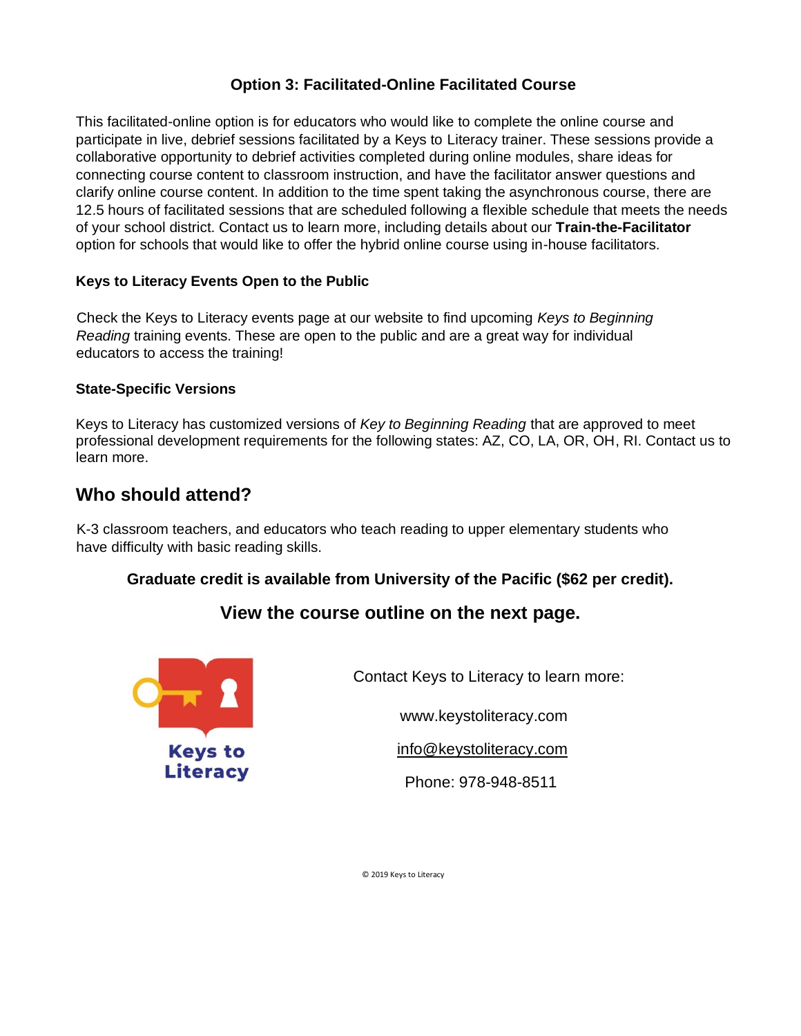### Option 3: Facilitated-Online Facilitated Course

This facilitated-online option is for educators who would like to complete the online course and participate in live, debrief sessions facilitated by a Keys to Literacy trainer. These sessions provide a collaborative opportunity to debrief activities completed during online modules, share ideas for connecting course content to classroom instruction, and have the facilitator answer questions and clarify online course content. In addition to the time spent taking the asynchronous course, there are 12.5 hours of facilitated sessions that are scheduled following a flexible schedule that meets the needs of your school district. Contact us to learn more, including details about our **Train-the-Facilitator** option for schools that would like to offer the hybrid online course using in-house facilitators.

#### Keys to Literacy Events Open to the Public

Check the Keys to Literacy events page at our website to find upcoming *Keys to Beginning Reading* training events. These are open to the public and are a great way for individual educators to access the training!

#### State-Specific Versions

Keys to Literacy has customized versions of *Key to Beginning Reading* that are approved to meet professional development requirements for the following states: AZ, CO, LA, OR, OH, RI. Contact us to learn more.

## Who should attend?

K-3 classroom teachers, and educators who teach reading to upper elementary students who have difficulty with basic reading skills.

**Graduate credit is available from University of the Pacific ($62 per credit).**

**View the course outline on the next page.**

Keys to Literacy

Contact Keys to Literacy to learn more:

www.keystoliteracy.com

info@keystoliteracy.com

Phone: 978-948-8511

© 2019 Keys to Literacy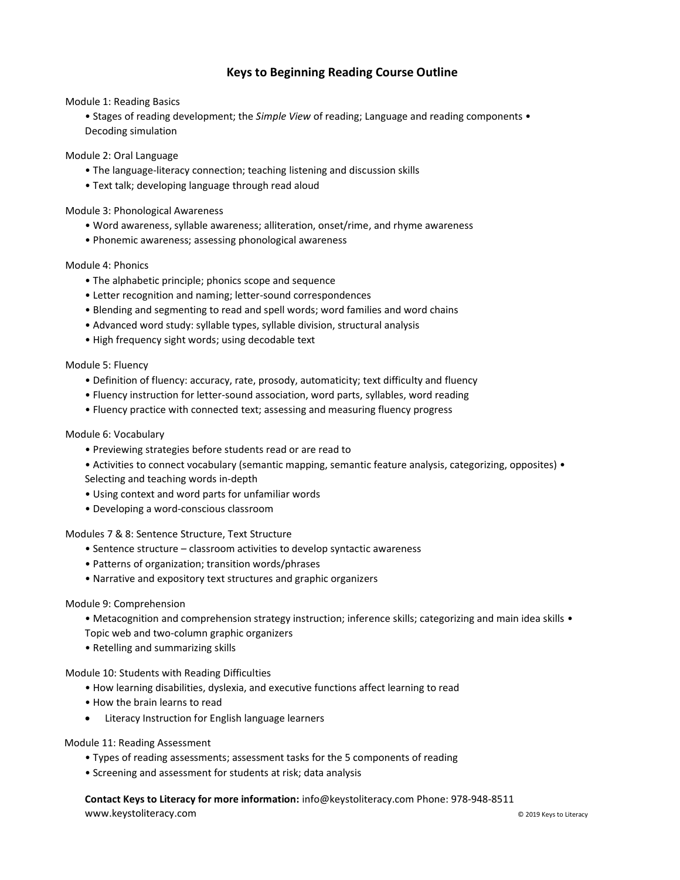# Keys to Beginning Reading Course Outline

Module 1: Reading Basics

- Stages of reading development; the *Simple View* of reading; Language and reading components • Decoding simulation

Module 2: Oral Language

- The language-literacy connection; teaching listening and discussion skills
- Text talk; developing language through read aloud

Module 3: Phonological Awareness

- Word awareness, syllable awareness; alliteration, onset/rime, and rhyme awareness
- Phonemic awareness; assessing phonological awareness

Module 4: Phonics

- The alphabetic principle; phonics scope and sequence
- Letter recognition and naming; letter-sound correspondences
- Blending and segmenting to read and spell words; word families and word chains
- Advanced word study: syllable types, syllable division, structural analysis
- High frequency sight words; using decodable text

Module 5: Fluency

- Definition of fluency: accuracy, rate, prosody, automaticity; text difficulty and fluency
- Fluency instruction for letter-sound association, word parts, syllables, word reading
- Fluency practice with connected text; assessing and measuring fluency progress

Module 6: Vocabulary

- Previewing strategies before students read or are read to
- Activities to connect vocabulary (semantic mapping, semantic feature analysis, categorizing, opposites) • Selecting and teaching words in-depth
- Using context and word parts for unfamiliar words
- Developing a word-conscious classroom

Modules 7 & 8: Sentence Structure, Text Structure

- Sentence structure – classroom activities to develop syntactic awareness
- Patterns of organization; transition words/phrases
- Narrative and expository text structures and graphic organizers

Module 9: Comprehension

- Metacognition and comprehension strategy instruction; inference skills; categorizing and main idea skills • Topic web and two-column graphic organizers
- Retelling and summarizing skills

Module 10: Students with Reading Difficulties

- How learning disabilities, dyslexia, and executive functions affect learning to read
- How the brain learns to read
- Literacy Instruction for English language learners

Module 11: Reading Assessment

- Types of reading assessments; assessment tasks for the 5 components of reading
- Screening and assessment for students at risk; data analysis

**Contact Keys to Literacy for more information:** info@keystoliteracy.com Phone: 978-948-8511
www.keystoliteracy.com

© 2019 Keys to Literacy